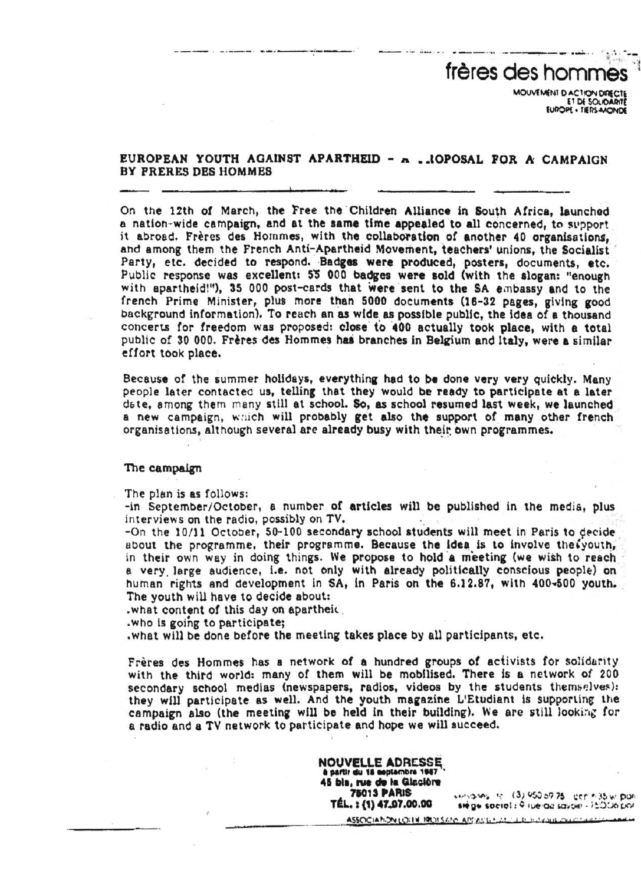frères des hommes

MOUVEMENT D'ACTION DIRECTE
ET DE SOLIDARITÉ
EUROPE - TIERS-MONDE

## EUROPEAN YOUTH AGAINST APARTHEID - A ..IOPOSAL FOR A CAMPAIGN BY FRERES DES HOMMES

On the 12th of March, the Free the Children Alliance in South Africa, launched a nation-wide campaign, and at the same time appealed to all concerned, to support it abroad. Frères des Hommes, with the collaboration of another 40 organisations, and among them the French Anti-Apartheid Movement, teachers' unions, the Socialist Party, etc. decided to respond. Badges were produced, posters, documents, etc. Public response was excellent: 55 000 badges were sold (with the slogan: "enough with apartheid!"), 35 000 post-cards that were sent to the SA embassy and to the french Prime Minister, plus more than 5000 documents (16-32 pages, giving good background information). To reach an as wide as possible public, the idea of a thousand concerts for freedom was proposed: close to 400 actually took place, with a total public of 30 000. Frères des Hommes has branches in Belgium and Italy, were a similar effort took place.

Because of the summer holidays, everything had to be done very very quickly. Many people later contacted us, telling that they would be ready to participate at a later date, among them many still at school. So, as school resumed last week, we launched a new campaign, which will probably get also the support of many other french organisations, although several are already busy with their own programmes.

### The campaign

The plan is as follows:

-in September/October, a number of articles will be published in the media, plus interviews on the radio, possibly on TV.

-On the 10/11 October, 50-100 secondary school students will meet in Paris to decide about the programme, their programme. Because the idea is to involve the youth, in their own way in doing things. We propose to hold a meeting (we wish to reach a very large audience, i.e. not only with already politically conscious people) on human rights and development in SA, in Paris on the 6.12.87, with 400-500 youth. The youth will have to decide about:

- what content of this day on apartheid,
- who is going to participate;
- what will be done before the meeting takes place by all participants, etc.

Frères des Hommes has a network of a hundred groups of activists for solidarity with the third world: many of them will be mobilised. There is a network of 200 secondary school medias (newspapers, radios, videos by the students themselves): they will participate as well. And the youth magazine L'Etudiant is supporting the campaign also (the meeting will be held in their building). We are still looking for a radio and a TV network to participate and hope we will succeed.

**NOUVELLE ADRESSE**
à partir du 18 septembre 1987
45 bis, rue de la Glacière
75013 PARIS
TÉL. : (1) 47.07.00.00

ASSOCIATION LOI 1901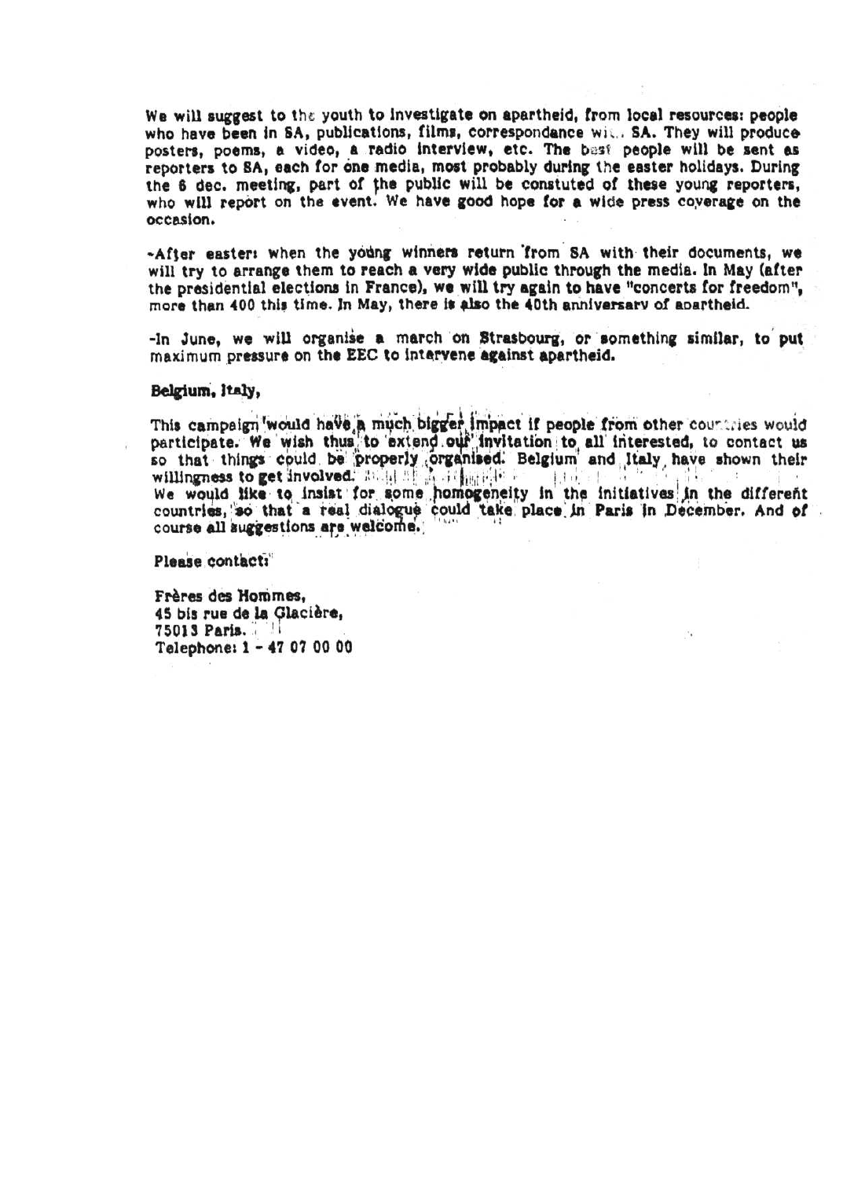We will suggest to the youth to investigate on apartheid, from local resources: people who have been in SA, publications, films, correspondance with SA. They will produce posters, poems, a video, a radio interview, etc. The best people will be sent as reporters to SA, each for one media, most probably during the easter holidays. During the 6 dec. meeting, part of the public will be constuted of these young reporters, who will report on the event. We have good hope for a wide press coverage on the occasion.

-After easter: when the young winners return from SA with their documents, we will try to arrange them to reach a very wide public through the media. In May (after the presidential elections in France), we will try again to have "concerts for freedom", more than 400 this time. In May, there is also the 40th anniversary of apartheid.

-In June, we will organise a march on Strasbourg, or something similar, to put maximum pressure on the EEC to intervene against apartheid.

**Belgium, Italy,**

This campaign would have a much bigger impact if people from other countries would participate. We wish thus to extend our invitation to all interested, to contact us so that things could be properly organised. Belgium and Italy have shown their willingness to get involved.
We would like to insist for some homogeneity in the initiatives in the different countries, so that a real dialogue could take place in Paris in December. And of course all suggestions are welcome.

Please contact:

Frères des Hommes,
45 bis rue de la Glacière,
75013 Paris.
Telephone: 1 - 47 07 00 00